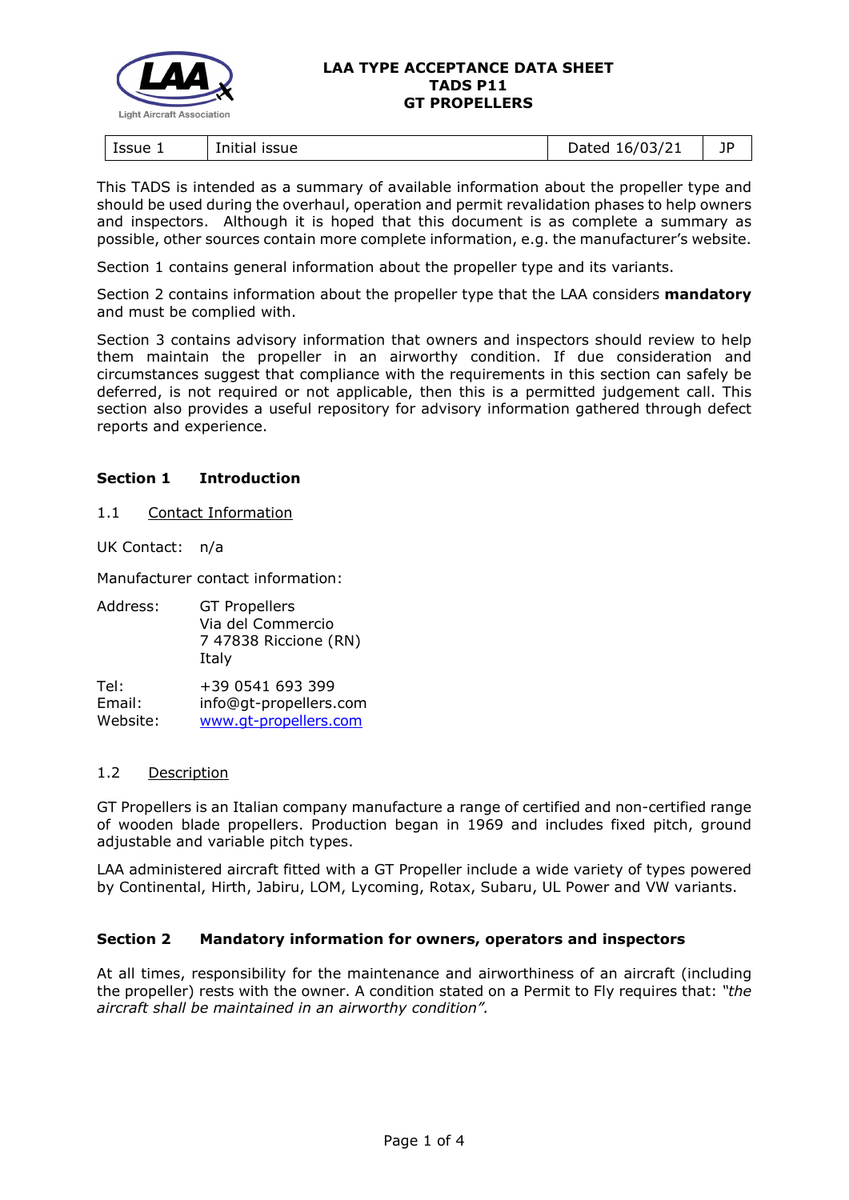**LAA TYPE ACCEPTANCE DATA SHEET**
**TADS P11**
**GT PROPELLERS**

| Issue 1 | Initial issue | Dated 16/03/21 | JP |
|---|---|---|---|

This TADS is intended as a summary of available information about the propeller type and should be used during the overhaul, operation and permit revalidation phases to help owners and inspectors. Although it is hoped that this document is as complete a summary as possible, other sources contain more complete information, e.g. the manufacturer's website.

Section 1 contains general information about the propeller type and its variants.

Section 2 contains information about the propeller type that the LAA considers **mandatory** and must be complied with.

Section 3 contains advisory information that owners and inspectors should review to help them maintain the propeller in an airworthy condition. If due consideration and circumstances suggest that compliance with the requirements in this section can safely be deferred, is not required or not applicable, then this is a permitted judgement call. This section also provides a useful repository for advisory information gathered through defect reports and experience.

## Section 1 Introduction

### 1.1 Contact Information

UK Contact: n/a

Manufacturer contact information:

Address: GT Propellers
Via del Commercio
7 47838 Riccione (RN)
Italy

Tel: +39 0541 693 399
Email: info@gt-propellers.com
Website: www.gt-propellers.com

### 1.2 Description

GT Propellers is an Italian company manufacture a range of certified and non-certified range of wooden blade propellers. Production began in 1969 and includes fixed pitch, ground adjustable and variable pitch types.

LAA administered aircraft fitted with a GT Propeller include a wide variety of types powered by Continental, Hirth, Jabiru, LOM, Lycoming, Rotax, Subaru, UL Power and VW variants.

## Section 2 Mandatory information for owners, operators and inspectors

At all times, responsibility for the maintenance and airworthiness of an aircraft (including the propeller) rests with the owner. A condition stated on a Permit to Fly requires that: *"the aircraft shall be maintained in an airworthy condition".*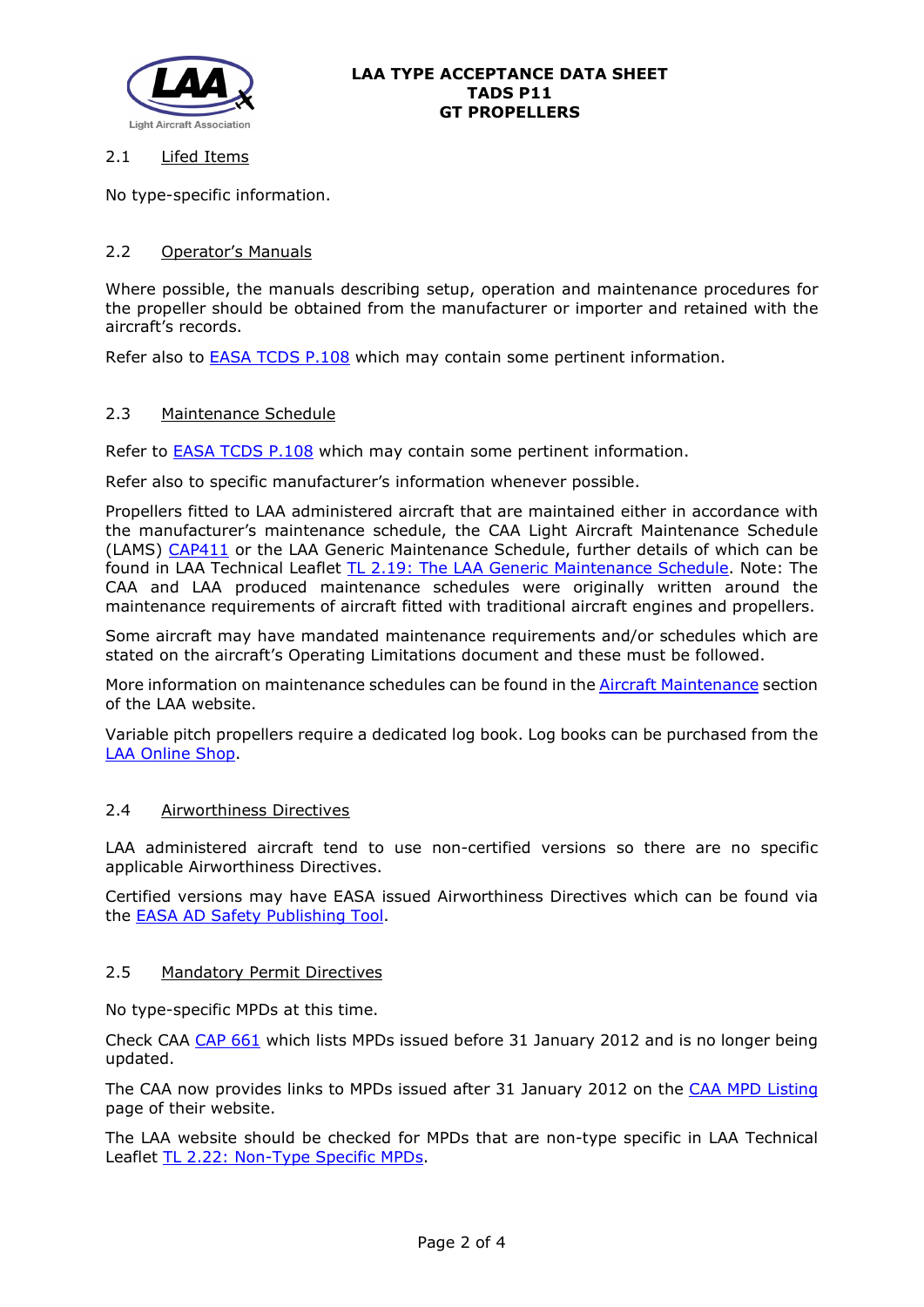### 2.1 Lifed Items

No type-specific information.

### 2.2 Operator's Manuals

Where possible, the manuals describing setup, operation and maintenance procedures for the propeller should be obtained from the manufacturer or importer and retained with the aircraft's records.

Refer also to EASA TCDS P.108 which may contain some pertinent information.

### 2.3 Maintenance Schedule

Refer to EASA TCDS P.108 which may contain some pertinent information.

Refer also to specific manufacturer's information whenever possible.

Propellers fitted to LAA administered aircraft that are maintained either in accordance with the manufacturer's maintenance schedule, the CAA Light Aircraft Maintenance Schedule (LAMS) CAP411 or the LAA Generic Maintenance Schedule, further details of which can be found in LAA Technical Leaflet TL 2.19: The LAA Generic Maintenance Schedule. Note: The CAA and LAA produced maintenance schedules were originally written around the maintenance requirements of aircraft fitted with traditional aircraft engines and propellers.

Some aircraft may have mandated maintenance requirements and/or schedules which are stated on the aircraft's Operating Limitations document and these must be followed.

More information on maintenance schedules can be found in the Aircraft Maintenance section of the LAA website.

Variable pitch propellers require a dedicated log book. Log books can be purchased from the LAA Online Shop.

### 2.4 Airworthiness Directives

LAA administered aircraft tend to use non-certified versions so there are no specific applicable Airworthiness Directives.

Certified versions may have EASA issued Airworthiness Directives which can be found via the EASA AD Safety Publishing Tool.

### 2.5 Mandatory Permit Directives

No type-specific MPDs at this time.

Check CAA CAP 661 which lists MPDs issued before 31 January 2012 and is no longer being updated.

The CAA now provides links to MPDs issued after 31 January 2012 on the CAA MPD Listing page of their website.

The LAA website should be checked for MPDs that are non-type specific in LAA Technical Leaflet TL 2.22: Non-Type Specific MPDs.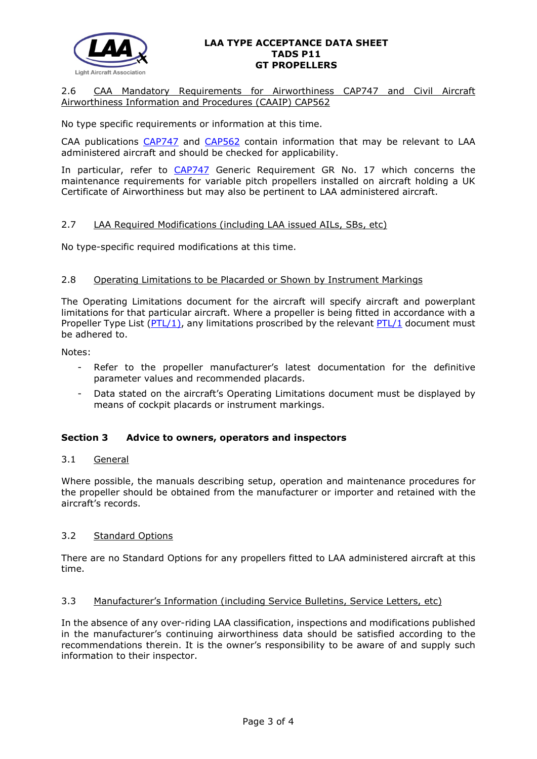### 2.6 CAA Mandatory Requirements for Airworthiness CAP747 and Civil Aircraft Airworthiness Information and Procedures (CAAIP) CAP562

No type specific requirements or information at this time.

CAA publications CAP747 and CAP562 contain information that may be relevant to LAA administered aircraft and should be checked for applicability.

In particular, refer to CAP747 Generic Requirement GR No. 17 which concerns the maintenance requirements for variable pitch propellers installed on aircraft holding a UK Certificate of Airworthiness but may also be pertinent to LAA administered aircraft.

### 2.7 LAA Required Modifications (including LAA issued AILs, SBs, etc)

No type-specific required modifications at this time.

### 2.8 Operating Limitations to be Placarded or Shown by Instrument Markings

The Operating Limitations document for the aircraft will specify aircraft and powerplant limitations for that particular aircraft. Where a propeller is being fitted in accordance with a Propeller Type List (PTL/1), any limitations proscribed by the relevant PTL/1 document must be adhered to.

Notes:

- Refer to the propeller manufacturer's latest documentation for the definitive parameter values and recommended placards.
- Data stated on the aircraft's Operating Limitations document must be displayed by means of cockpit placards or instrument markings.

## Section 3 Advice to owners, operators and inspectors

### 3.1 General

Where possible, the manuals describing setup, operation and maintenance procedures for the propeller should be obtained from the manufacturer or importer and retained with the aircraft's records.

### 3.2 Standard Options

There are no Standard Options for any propellers fitted to LAA administered aircraft at this time.

### 3.3 Manufacturer's Information (including Service Bulletins, Service Letters, etc)

In the absence of any over-riding LAA classification, inspections and modifications published in the manufacturer's continuing airworthiness data should be satisfied according to the recommendations therein. It is the owner's responsibility to be aware of and supply such information to their inspector.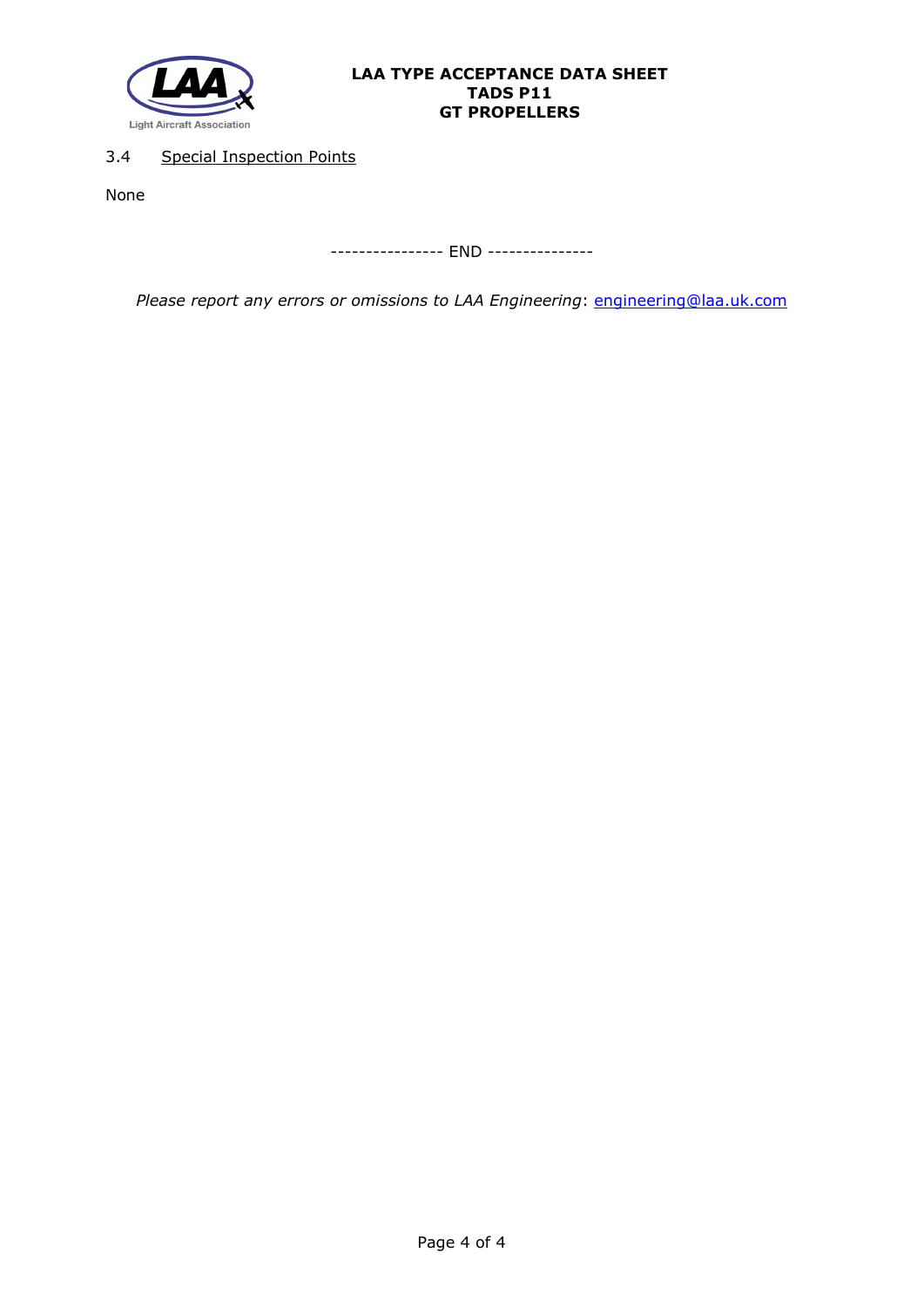### 3.4 Special Inspection Points

None

---------------- END ---------------

*Please report any errors or omissions to LAA Engineering*: engineering@laa.uk.com